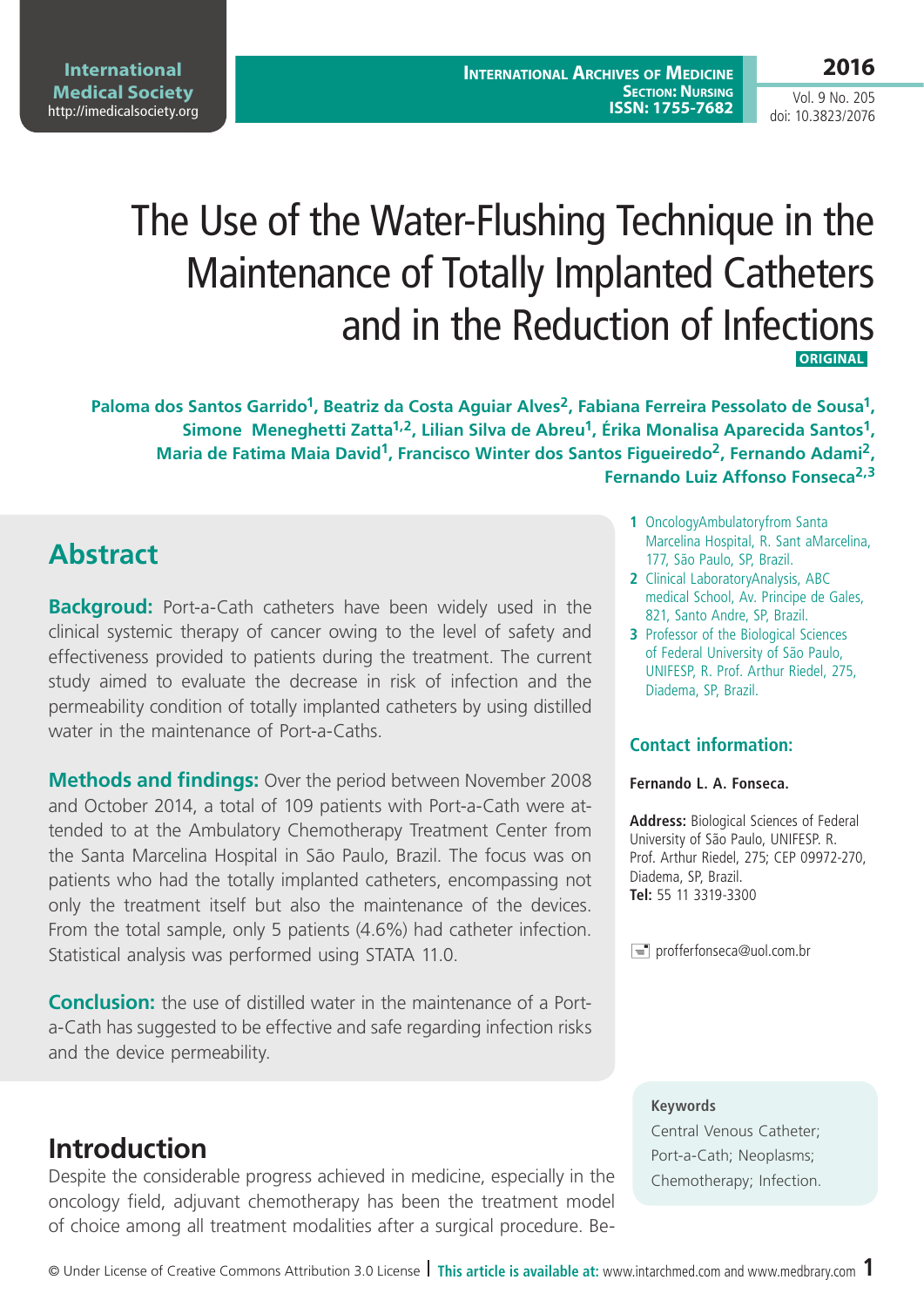# The Use of the Water-Flushing Technique in the Maintenance of Totally Implanted Catheters and in the Reduction of Infections

**ORIGINAL**

**Paloma dos Santos Garrido[1], Beatriz da Costa Aguiar Alves[2], Fabiana Ferreira Pessolato de Sousa[1], Simone Meneghetti Zatta[1,2], Lilian Silva de Abreu[1], Érika Monalisa Aparecida Santos[1], Maria de Fatima Maia David[1], Francisco Winter dos Santos Figueiredo[2], Fernando Adami[2], Fernando Luiz Affonso Fonseca[2,3]**

1 OncologyAmbulatoryfrom Santa Marcelina Hospital, R. Sant aMarcelina, 177, São Paulo, SP, Brazil.

2 Clinical LaboratoryAnalysis, ABC medical School, Av. Principe de Gales, 821, Santo Andre, SP, Brazil.

3 Professor of the Biological Sciences of Federal University of São Paulo, UNIFESP, R. Prof. Arthur Riedel, 275, Diadema, SP, Brazil.

**Contact information:**

**Fernando L. A. Fonseca.**

**Address:** Biological Sciences of Federal University of São Paulo, UNIFESP. R. Prof. Arthur Riedel, 275; CEP 09972-270, Diadema, SP, Brazil.
**Tel:** 55 11 3319-3300

profferfonseca@uol.com.br

## Abstract

**Backgroud:** Port-a-Cath catheters have been widely used in the clinical systemic therapy of cancer owing to the level of safety and effectiveness provided to patients during the treatment. The current study aimed to evaluate the decrease in risk of infection and the permeability condition of totally implanted catheters by using distilled water in the maintenance of Port-a-Caths.

**Methods and findings:** Over the period between November 2008 and October 2014, a total of 109 patients with Port-a-Cath were attended to at the Ambulatory Chemotherapy Treatment Center from the Santa Marcelina Hospital in São Paulo, Brazil. The focus was on patients who had the totally implanted catheters, encompassing not only the treatment itself but also the maintenance of the devices. From the total sample, only 5 patients (4.6%) had catheter infection. Statistical analysis was performed using STATA 11.0.

**Conclusion:** the use of distilled water in the maintenance of a Port-a-Cath has suggested to be effective and safe regarding infection risks and the device permeability.

**Keywords**

Central Venous Catheter; Port-a-Cath; Neoplasms; Chemotherapy; Infection.

## Introduction

Despite the considerable progress achieved in medicine, especially in the oncology field, adjuvant chemotherapy has been the treatment model of choice among all treatment modalities after a surgical procedure. Be-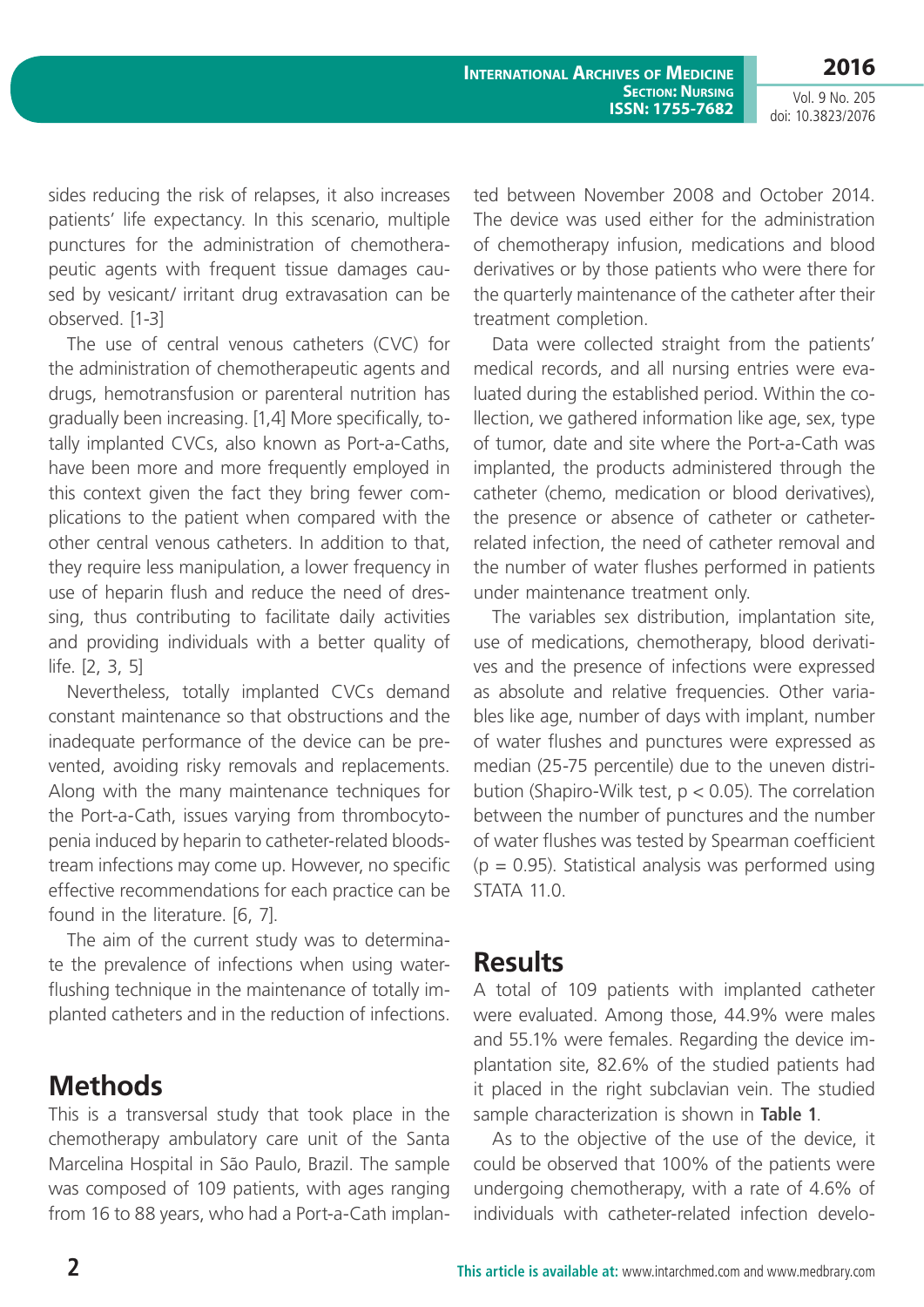sides reducing the risk of relapses, it also increases patients' life expectancy. In this scenario, multiple punctures for the administration of chemotherapeutic agents with frequent tissue damages caused by vesicant/ irritant drug extravasation can be observed. [1-3]

The use of central venous catheters (CVC) for the administration of chemotherapeutic agents and drugs, hemotransfusion or parenteral nutrition has gradually been increasing. [1,4] More specifically, totally implanted CVCs, also known as Port-a-Caths, have been more and more frequently employed in this context given the fact they bring fewer complications to the patient when compared with the other central venous catheters. In addition to that, they require less manipulation, a lower frequency in use of heparin flush and reduce the need of dressing, thus contributing to facilitate daily activities and providing individuals with a better quality of life. [2, 3, 5]

Nevertheless, totally implanted CVCs demand constant maintenance so that obstructions and the inadequate performance of the device can be prevented, avoiding risky removals and replacements. Along with the many maintenance techniques for the Port-a-Cath, issues varying from thrombocytopenia induced by heparin to catheter-related bloodstream infections may come up. However, no specific effective recommendations for each practice can be found in the literature. [6, 7].

The aim of the current study was to determinate the prevalence of infections when using water-flushing technique in the maintenance of totally implanted catheters and in the reduction of infections.

## Methods

This is a transversal study that took place in the chemotherapy ambulatory care unit of the Santa Marcelina Hospital in São Paulo, Brazil. The sample was composed of 109 patients, with ages ranging from 16 to 88 years, who had a Port-a-Cath implanted between November 2008 and October 2014. The device was used either for the administration of chemotherapy infusion, medications and blood derivatives or by those patients who were there for the quarterly maintenance of the catheter after their treatment completion.

Data were collected straight from the patients' medical records, and all nursing entries were evaluated during the established period. Within the collection, we gathered information like age, sex, type of tumor, date and site where the Port-a-Cath was implanted, the products administered through the catheter (chemo, medication or blood derivatives), the presence or absence of catheter or catheter-related infection, the need of catheter removal and the number of water flushes performed in patients under maintenance treatment only.

The variables sex distribution, implantation site, use of medications, chemotherapy, blood derivatives and the presence of infections were expressed as absolute and relative frequencies. Other variables like age, number of days with implant, number of water flushes and punctures were expressed as median (25-75 percentile) due to the uneven distribution (Shapiro-Wilk test, $p < 0.05$). The correlation between the number of punctures and the number of water flushes was tested by Spearman coefficient ($p = 0.95$). Statistical analysis was performed using STATA 11.0.

## Results

A total of 109 patients with implanted catheter were evaluated. Among those, 44.9% were males and 55.1% were females. Regarding the device implantation site, 82.6% of the studied patients had it placed in the right subclavian vein. The studied sample characterization is shown in **Table 1**.

As to the objective of the use of the device, it could be observed that 100% of the patients were undergoing chemotherapy, with a rate of 4.6% of individuals with catheter-related infection develo-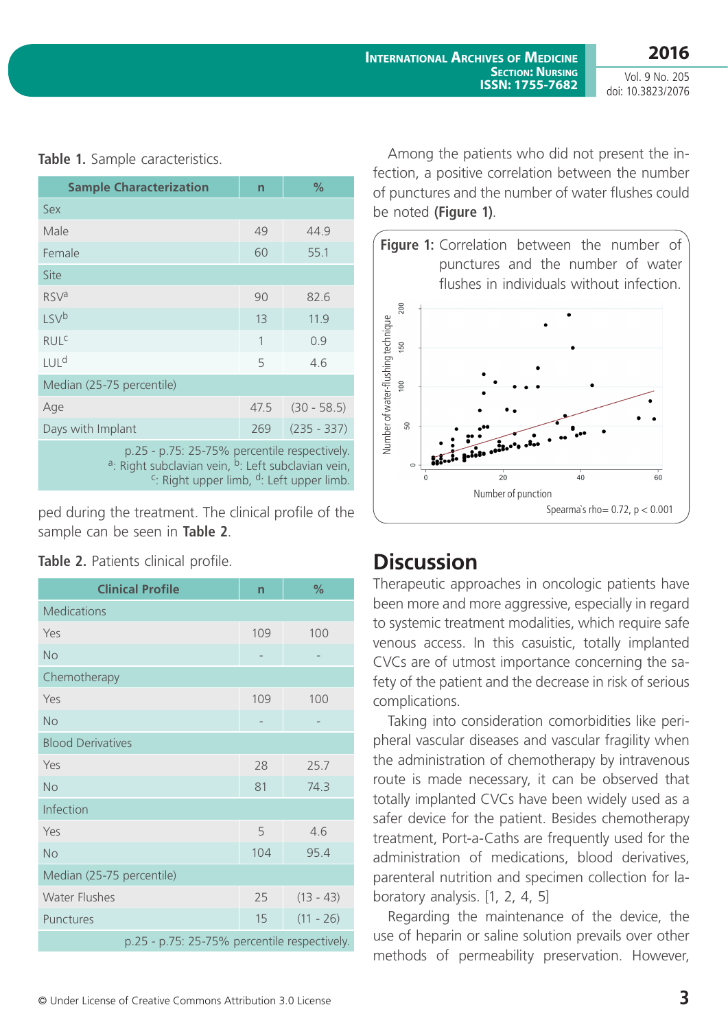**Table 1.** Sample caracteristics.

| Sample Characterization | n | % |
|---|---|---|
| Sex | | |
| Male | 49 | 44.9 |
| Female | 60 | 55.1 |
| Site | | |
| RSV[a] | 90 | 82.6 |
| LSV[b] | 13 | 11.9 |
| RUL[c] | 1 | 0.9 |
| LUL[d] | 5 | 4.6 |
| Median (25-75 percentile) | | |
| Age | 47.5 | (30 - 58.5) |
| Days with Implant | 269 | (235 - 337) |

p.25 - p.75: 25-75% percentile respectively. [a]: Right subclavian vein, [b]: Left subclavian vein, [c]: Right upper limb, [d]: Left upper limb.

ped during the treatment. The clinical profile of the sample can be seen in **Table 2**.

**Table 2.** Patients clinical profile.

| Clinical Profile | n | % |
|---|---|---|
| Medications | | |
| Yes | 109 | 100 |
| No | - | - |
| Chemotherapy | | |
| Yes | 109 | 100 |
| No | - | - |
| Blood Derivatives | | |
| Yes | 28 | 25.7 |
| No | 81 | 74.3 |
| Infection | | |
| Yes | 5 | 4.6 |
| No | 104 | 95.4 |
| Median (25-75 percentile) | | |
| Water Flushes | 25 | (13 - 43) |
| Punctures | 15 | (11 - 26) |

p.25 - p.75: 25-75% percentile respectively.

Among the patients who did not present the infection, a positive correlation between the number of punctures and the number of water flushes could be noted **(Figure 1)**.

**Figure 1:** Correlation between the number of punctures and the number of water flushes in individuals without infection.

Spearma's rho= 0.72, p < 0.001

## Discussion

Therapeutic approaches in oncologic patients have been more and more aggressive, especially in regard to systemic treatment modalities, which require safe venous access. In this casuistic, totally implanted CVCs are of utmost importance concerning the safety of the patient and the decrease in risk of serious complications.

Taking into consideration comorbidities like peripheral vascular diseases and vascular fragility when the administration of chemotherapy by intravenous route is made necessary, it can be observed that totally implanted CVCs have been widely used as a safer device for the patient. Besides chemotherapy treatment, Port-a-Caths are frequently used for the administration of medications, blood derivatives, parenteral nutrition and specimen collection for laboratory analysis. [1, 2, 4, 5]

Regarding the maintenance of the device, the use of heparin or saline solution prevails over other methods of permeability preservation. However,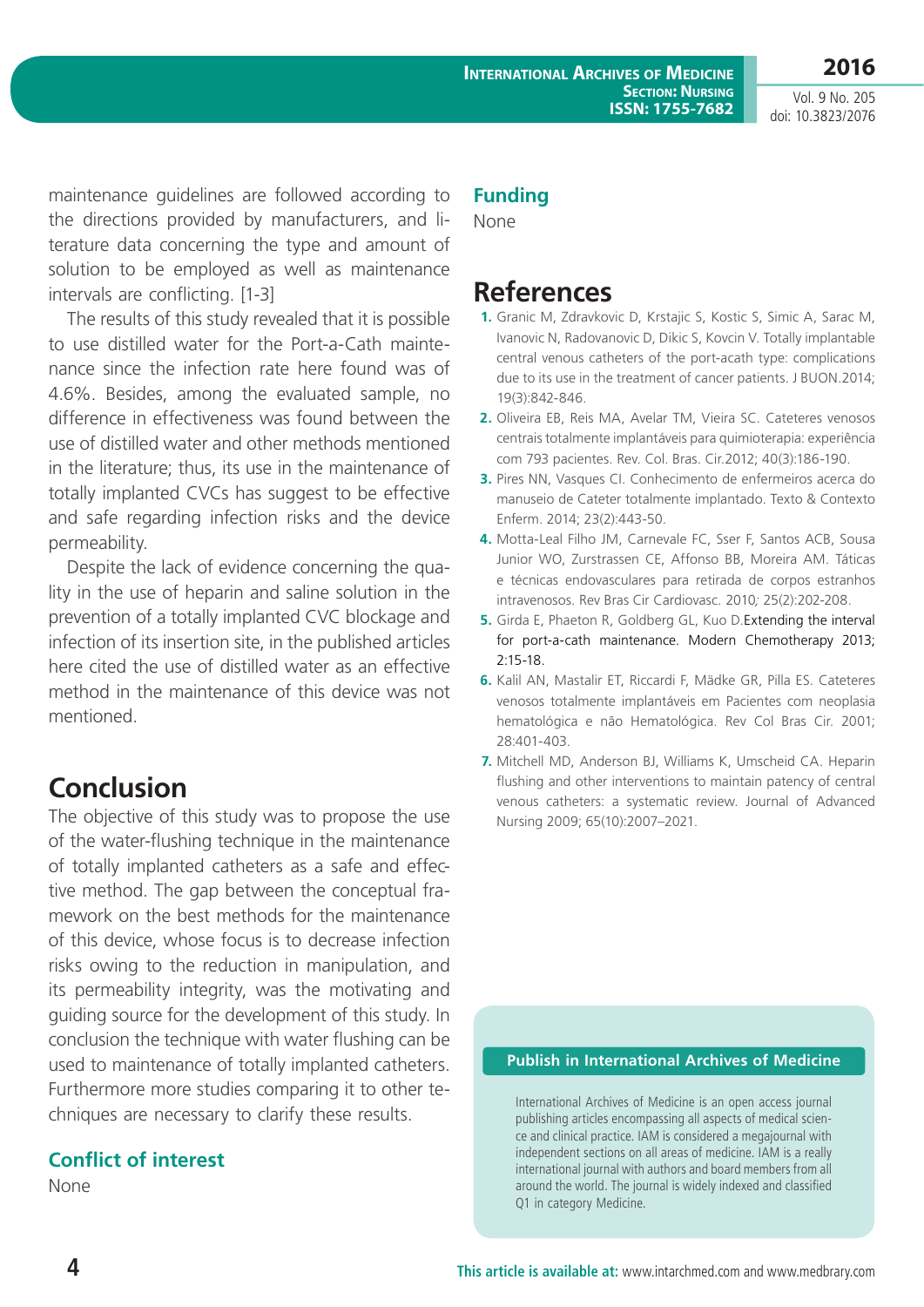maintenance guidelines are followed according to the directions provided by manufacturers, and literature data concerning the type and amount of solution to be employed as well as maintenance intervals are conflicting. [1-3]

The results of this study revealed that it is possible to use distilled water for the Port-a-Cath maintenance since the infection rate here found was of 4.6%. Besides, among the evaluated sample, no difference in effectiveness was found between the use of distilled water and other methods mentioned in the literature; thus, its use in the maintenance of totally implanted CVCs has suggest to be effective and safe regarding infection risks and the device permeability.

Despite the lack of evidence concerning the quality in the use of heparin and saline solution in the prevention of a totally implanted CVC blockage and infection of its insertion site, in the published articles here cited the use of distilled water as an effective method in the maintenance of this device was not mentioned.

## Conclusion

The objective of this study was to propose the use of the water-flushing technique in the maintenance of totally implanted catheters as a safe and effective method. The gap between the conceptual framework on the best methods for the maintenance of this device, whose focus is to decrease infection risks owing to the reduction in manipulation, and its permeability integrity, was the motivating and guiding source for the development of this study. In conclusion the technique with water flushing can be used to maintenance of totally implanted catheters. Furthermore more studies comparing it to other techniques are necessary to clarify these results.

### Conflict of interest

None

### Funding

None

## References

1. Granic M, Zdravkovic D, Krstajic S, Kostic S, Simic A, Sarac M, Ivanovic N, Radovanovic D, Dikic S, Kovcin V. Totally implantable central venous catheters of the port-acath type: complications due to its use in the treatment of cancer patients. J BUON.2014; 19(3):842-846.
2. Oliveira EB, Reis MA, Avelar TM, Vieira SC. Cateteres venosos centrais totalmente implantáveis para quimioterapia: experiência com 793 pacientes. Rev. Col. Bras. Cir.2012; 40(3):186-190.
3. Pires NN, Vasques CI. Conhecimento de enfermeiros acerca do manuseio de Cateter totalmente implantado. Texto & Contexto Enferm. 2014; 23(2):443-50.
4. Motta-Leal Filho JM, Carnevale FC, Sser F, Santos ACB, Sousa Junior WO, Zurstrassen CE, Affonso BB, Moreira AM. Táticas e técnicas endovasculares para retirada de corpos estranhos intravenosos. Rev Bras Cir Cardiovasc. 2010; 25(2):202-208.
5. Girda E, Phaeton R, Goldberg GL, Kuo D.Extending the interval for port-a-cath maintenance. Modern Chemotherapy 2013; 2:15-18.
6. Kalil AN, Mastalir ET, Riccardi F, Mädke GR, Pilla ES. Cateteres venosos totalmente implantáveis em Pacientes com neoplasia hematológica e não Hematológica. Rev Col Bras Cir. 2001; 28:401-403.
7. Mitchell MD, Anderson BJ, Williams K, Umscheid CA. Heparin flushing and other interventions to maintain patency of central venous catheters: a systematic review. Journal of Advanced Nursing 2009; 65(10):2007–2021.

**Publish in International Archives of Medicine**

International Archives of Medicine is an open access journal publishing articles encompassing all aspects of medical science and clinical practice. IAM is considered a megajournal with independent sections on all areas of medicine. IAM is a really international journal with authors and board members from all around the world. The journal is widely indexed and classified Q1 in category Medicine.